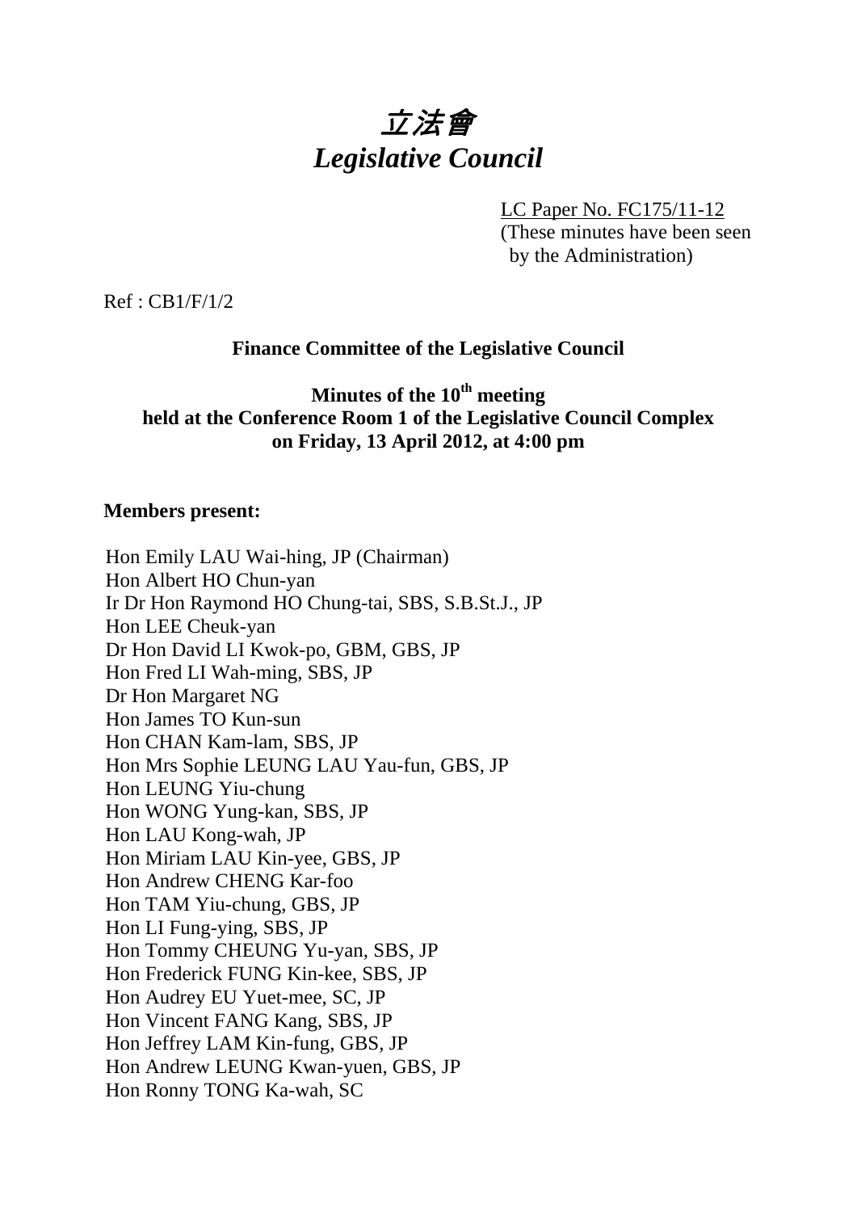# *立法會*
# *Legislative Council*

LC Paper No. FC175/11-12
(These minutes have been seen by the Administration)

Ref : CB1/F/1/2

**Finance Committee of the Legislative Council**

**Minutes of the 10th meeting**
**held at the Conference Room 1 of the Legislative Council Complex**
**on Friday, 13 April 2012, at 4:00 pm**

**Members present:**

Hon Emily LAU Wai-hing, JP (Chairman)
Hon Albert HO Chun-yan
Ir Dr Hon Raymond HO Chung-tai, SBS, S.B.St.J., JP
Hon LEE Cheuk-yan
Dr Hon David LI Kwok-po, GBM, GBS, JP
Hon Fred LI Wah-ming, SBS, JP
Dr Hon Margaret NG
Hon James TO Kun-sun
Hon CHAN Kam-lam, SBS, JP
Hon Mrs Sophie LEUNG LAU Yau-fun, GBS, JP
Hon LEUNG Yiu-chung
Hon WONG Yung-kan, SBS, JP
Hon LAU Kong-wah, JP
Hon Miriam LAU Kin-yee, GBS, JP
Hon Andrew CHENG Kar-foo
Hon TAM Yiu-chung, GBS, JP
Hon LI Fung-ying, SBS, JP
Hon Tommy CHEUNG Yu-yan, SBS, JP
Hon Frederick FUNG Kin-kee, SBS, JP
Hon Audrey EU Yuet-mee, SC, JP
Hon Vincent FANG Kang, SBS, JP
Hon Jeffrey LAM Kin-fung, GBS, JP
Hon Andrew LEUNG Kwan-yuen, GBS, JP
Hon Ronny TONG Ka-wah, SC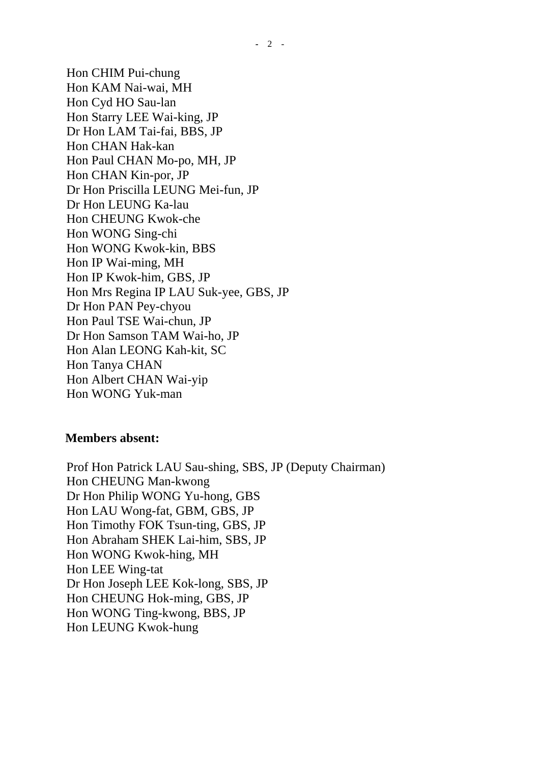Hon CHIM Pui-chung
Hon KAM Nai-wai, MH
Hon Cyd HO Sau-lan
Hon Starry LEE Wai-king, JP
Dr Hon LAM Tai-fai, BBS, JP
Hon CHAN Hak-kan
Hon Paul CHAN Mo-po, MH, JP
Hon CHAN Kin-por, JP
Dr Hon Priscilla LEUNG Mei-fun, JP
Dr Hon LEUNG Ka-lau
Hon CHEUNG Kwok-che
Hon WONG Sing-chi
Hon WONG Kwok-kin, BBS
Hon IP Wai-ming, MH
Hon IP Kwok-him, GBS, JP
Hon Mrs Regina IP LAU Suk-yee, GBS, JP
Dr Hon PAN Pey-chyou
Hon Paul TSE Wai-chun, JP
Dr Hon Samson TAM Wai-ho, JP
Hon Alan LEONG Kah-kit, SC
Hon Tanya CHAN
Hon Albert CHAN Wai-yip
Hon WONG Yuk-man

**Members absent:**

Prof Hon Patrick LAU Sau-shing, SBS, JP (Deputy Chairman)
Hon CHEUNG Man-kwong
Dr Hon Philip WONG Yu-hong, GBS
Hon LAU Wong-fat, GBM, GBS, JP
Hon Timothy FOK Tsun-ting, GBS, JP
Hon Abraham SHEK Lai-him, SBS, JP
Hon WONG Kwok-hing, MH
Hon LEE Wing-tat
Dr Hon Joseph LEE Kok-long, SBS, JP
Hon CHEUNG Hok-ming, GBS, JP
Hon WONG Ting-kwong, BBS, JP
Hon LEUNG Kwok-hung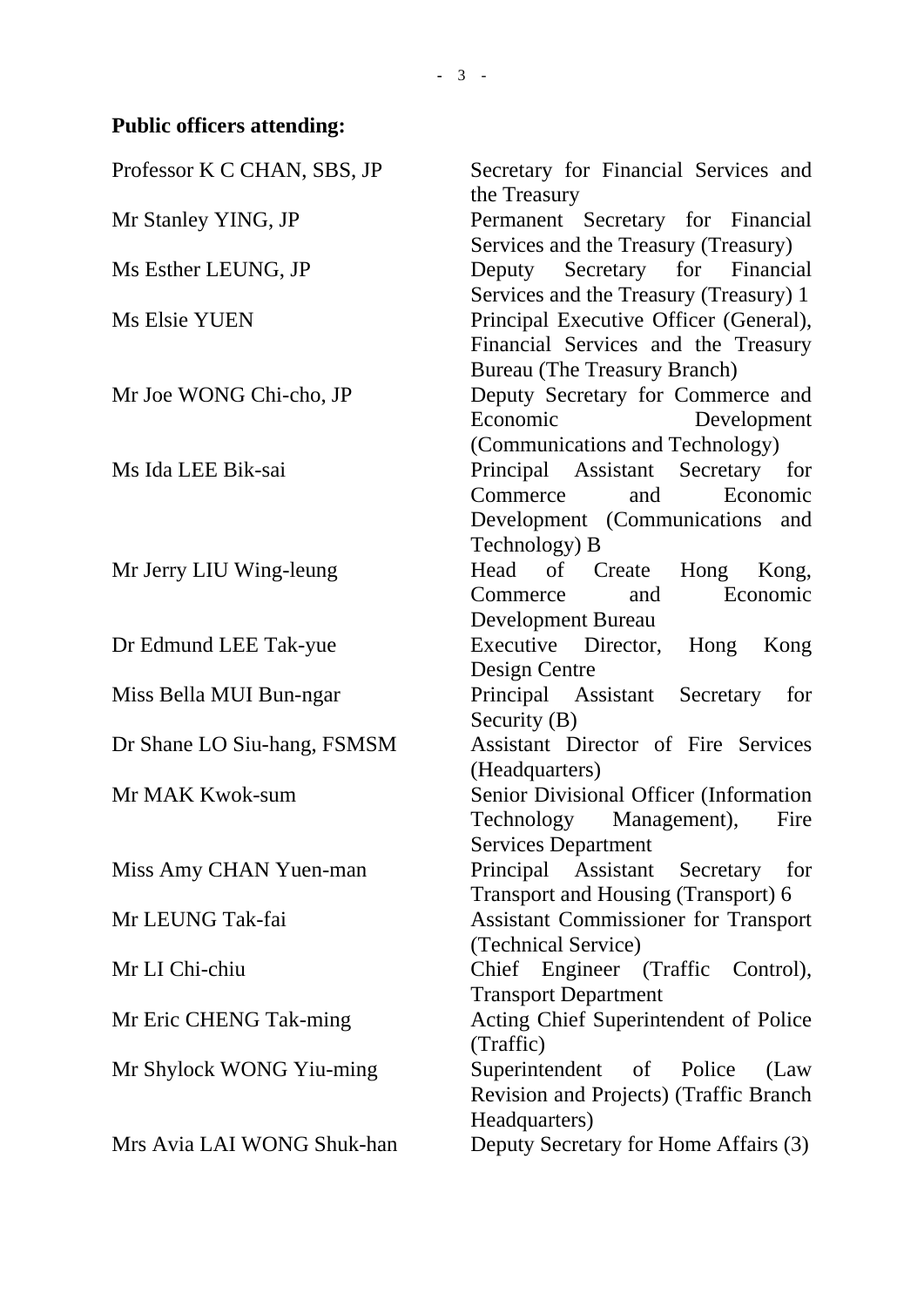**Public officers attending:**

| | |
|---|---|
| Professor K C CHAN, SBS, JP | Secretary for Financial Services and the Treasury |
| Mr Stanley YING, JP | Permanent Secretary for Financial Services and the Treasury (Treasury) |
| Ms Esther LEUNG, JP | Deputy Secretary for Financial Services and the Treasury (Treasury) 1 |
| Ms Elsie YUEN | Principal Executive Officer (General), Financial Services and the Treasury Bureau (The Treasury Branch) |
| Mr Joe WONG Chi-cho, JP | Deputy Secretary for Commerce and Economic Development (Communications and Technology) |
| Ms Ida LEE Bik-sai | Principal Assistant Secretary for Commerce and Economic Development (Communications and Technology) B |
| Mr Jerry LIU Wing-leung | Head of Create Hong Kong, Commerce and Economic Development Bureau |
| Dr Edmund LEE Tak-yue | Executive Director, Hong Kong Design Centre |
| Miss Bella MUI Bun-ngar | Principal Assistant Secretary for Security (B) |
| Dr Shane LO Siu-hang, FSMSM | Assistant Director of Fire Services (Headquarters) |
| Mr MAK Kwok-sum | Senior Divisional Officer (Information Technology Management), Fire Services Department |
| Miss Amy CHAN Yuen-man | Principal Assistant Secretary for Transport and Housing (Transport) 6 |
| Mr LEUNG Tak-fai | Assistant Commissioner for Transport (Technical Service) |
| Mr LI Chi-chiu | Chief Engineer (Traffic Control), Transport Department |
| Mr Eric CHENG Tak-ming | Acting Chief Superintendent of Police (Traffic) |
| Mr Shylock WONG Yiu-ming | Superintendent of Police (Law Revision and Projects) (Traffic Branch Headquarters) |
| Mrs Avia LAI WONG Shuk-han | Deputy Secretary for Home Affairs (3) |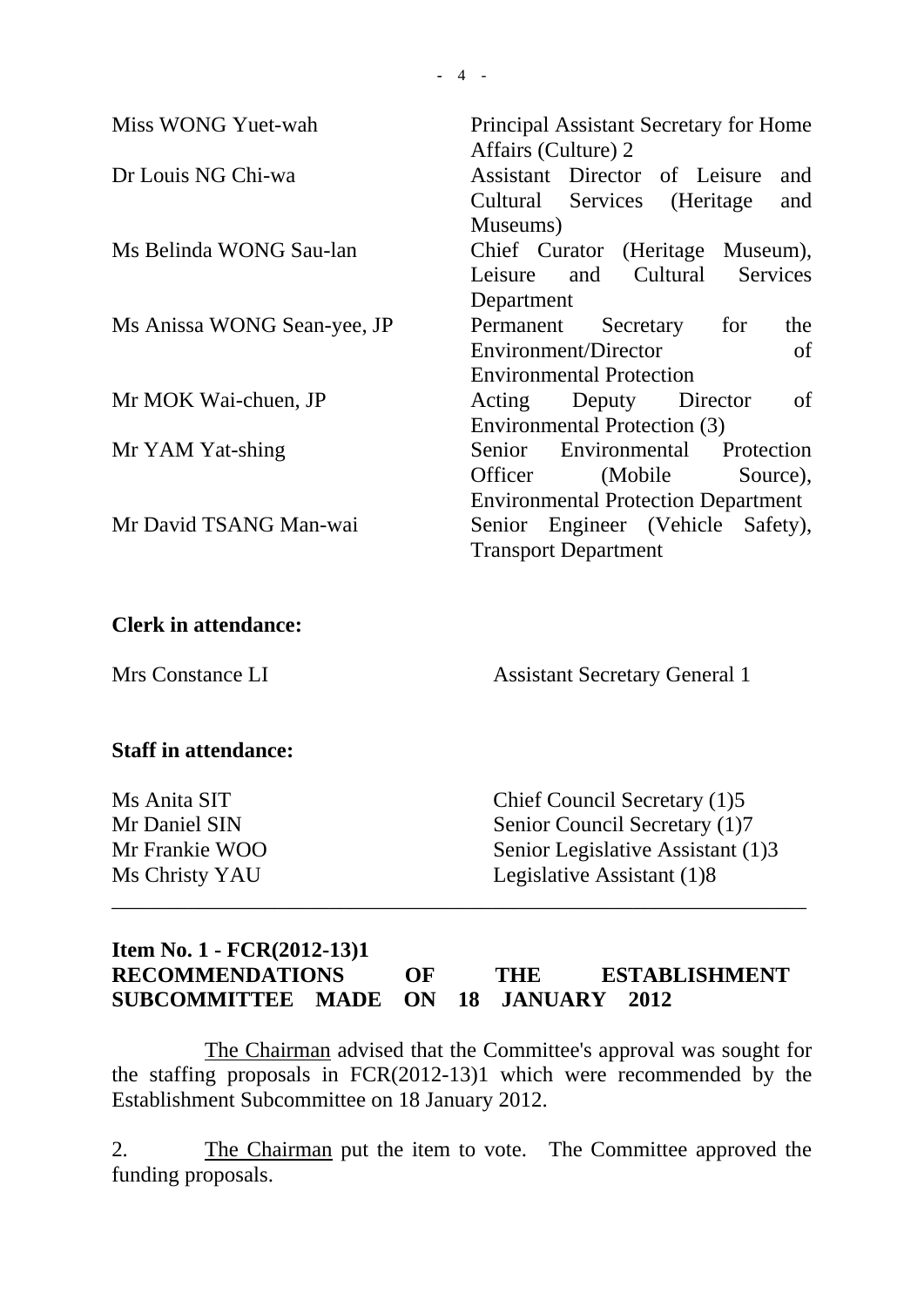| | |
|---|---|
| Miss WONG Yuet-wah | Principal Assistant Secretary for Home Affairs (Culture) 2 |
| Dr Louis NG Chi-wa | Assistant Director of Leisure and Cultural Services (Heritage and Museums) |
| Ms Belinda WONG Sau-lan | Chief Curator (Heritage Museum), Leisure and Cultural Services Department |
| Ms Anissa WONG Sean-yee, JP | Permanent Secretary for the Environment/Director of Environmental Protection |
| Mr MOK Wai-chuen, JP | Acting Deputy Director of Environmental Protection (3) |
| Mr YAM Yat-shing | Senior Environmental Protection Officer (Mobile Source), Environmental Protection Department |
| Mr David TSANG Man-wai | Senior Engineer (Vehicle Safety), Transport Department |

**Clerk in attendance:**

| | |
|---|---|
| Mrs Constance LI | Assistant Secretary General 1 |

**Staff in attendance:**

| | |
|---|---|
| Ms Anita SIT | Chief Council Secretary (1)5 |
| Mr Daniel SIN | Senior Council Secretary (1)7 |
| Mr Frankie WOO | Senior Legislative Assistant (1)3 |
| Ms Christy YAU | Legislative Assistant (1)8 |

---

**Item No. 1 - FCR(2012-13)1**
**RECOMMENDATIONS OF THE ESTABLISHMENT SUBCOMMITTEE MADE ON 18 JANUARY 2012**

The Chairman advised that the Committee's approval was sought for the staffing proposals in FCR(2012-13)1 which were recommended by the Establishment Subcommittee on 18 January 2012.

2. The Chairman put the item to vote. The Committee approved the funding proposals.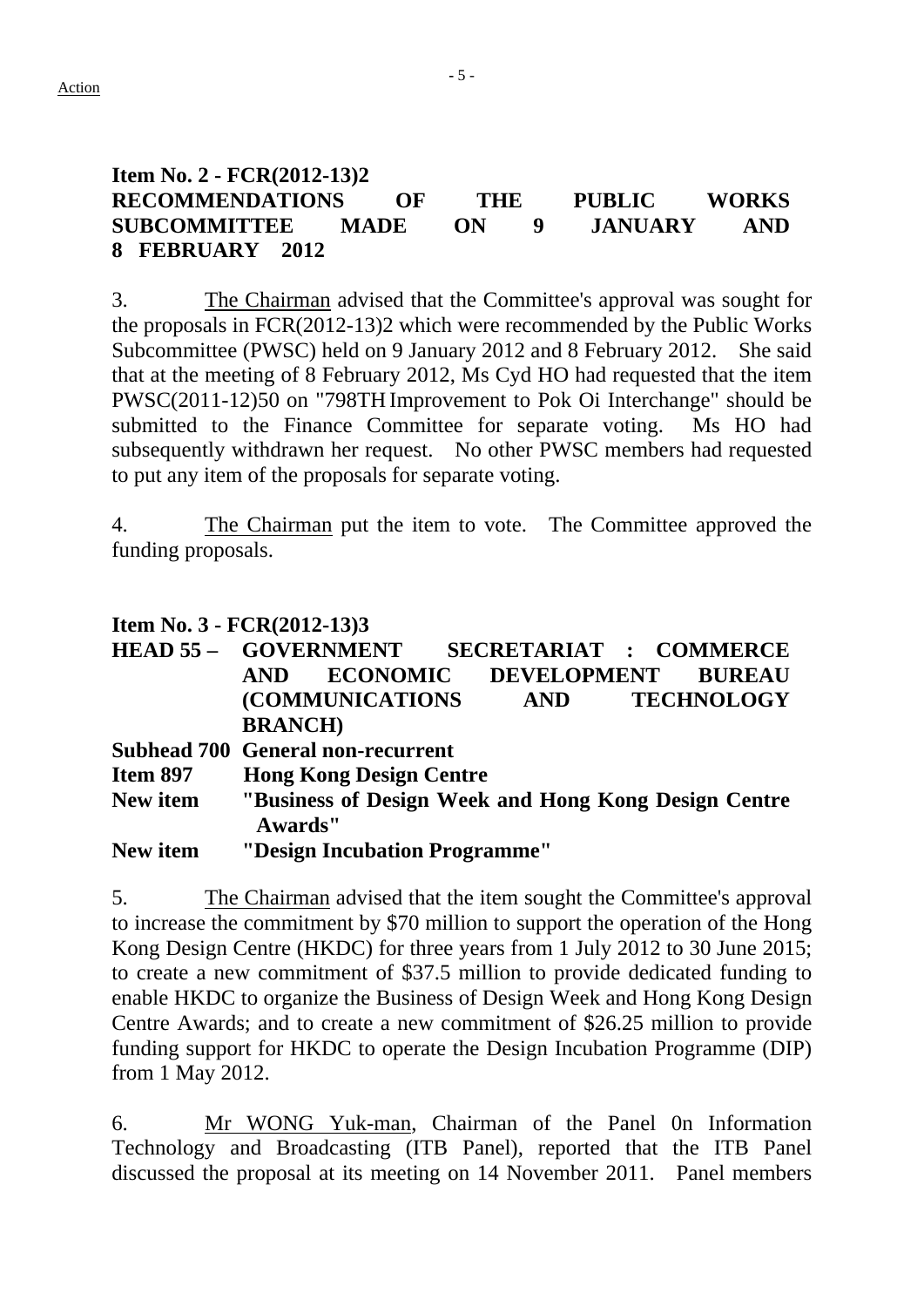Action

### Item No. 2 - FCR(2012-13)2
### RECOMMENDATIONS OF THE PUBLIC WORKS SUBCOMMITTEE MADE ON 9 JANUARY AND 8 FEBRUARY 2012

3. The Chairman advised that the Committee's approval was sought for the proposals in FCR(2012-13)2 which were recommended by the Public Works Subcommittee (PWSC) held on 9 January 2012 and 8 February 2012. She said that at the meeting of 8 February 2012, Ms Cyd HO had requested that the item PWSC(2011-12)50 on "798TH Improvement to Pok Oi Interchange" should be submitted to the Finance Committee for separate voting. Ms HO had subsequently withdrawn her request. No other PWSC members had requested to put any item of the proposals for separate voting.

4. The Chairman put the item to vote. The Committee approved the funding proposals.

### Item No. 3 - FCR(2012-13)3

**HEAD 55 – GOVERNMENT SECRETARIAT : COMMERCE AND ECONOMIC DEVELOPMENT BUREAU (COMMUNICATIONS AND TECHNOLOGY BRANCH)**
**Subhead 700 General non-recurrent**
**Item 897 Hong Kong Design Centre**
**New item "Business of Design Week and Hong Kong Design Centre Awards"**
**New item "Design Incubation Programme"**

5. The Chairman advised that the item sought the Committee's approval to increase the commitment by $70 million to support the operation of the Hong Kong Design Centre (HKDC) for three years from 1 July 2012 to 30 June 2015; to create a new commitment of $37.5 million to provide dedicated funding to enable HKDC to organize the Business of Design Week and Hong Kong Design Centre Awards; and to create a new commitment of $26.25 million to provide funding support for HKDC to operate the Design Incubation Programme (DIP) from 1 May 2012.

6. Mr WONG Yuk-man, Chairman of the Panel 0n Information Technology and Broadcasting (ITB Panel), reported that the ITB Panel discussed the proposal at its meeting on 14 November 2011. Panel members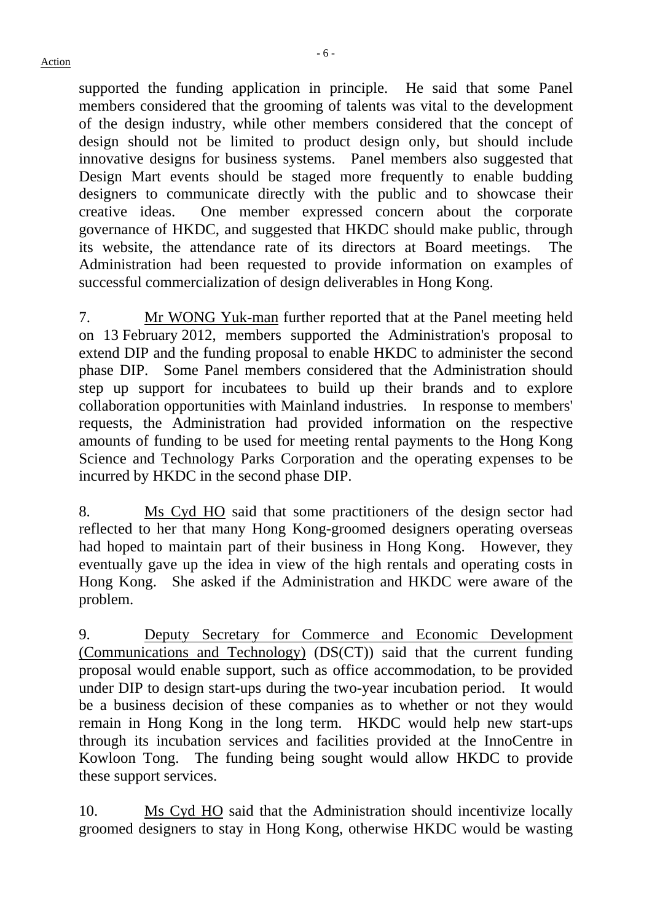supported the funding application in principle. He said that some Panel members considered that the grooming of talents was vital to the development of the design industry, while other members considered that the concept of design should not be limited to product design only, but should include innovative designs for business systems. Panel members also suggested that Design Mart events should be staged more frequently to enable budding designers to communicate directly with the public and to showcase their creative ideas. One member expressed concern about the corporate governance of HKDC, and suggested that HKDC should make public, through its website, the attendance rate of its directors at Board meetings. The Administration had been requested to provide information on examples of successful commercialization of design deliverables in Hong Kong.

7. Mr WONG Yuk-man further reported that at the Panel meeting held on 13 February 2012, members supported the Administration's proposal to extend DIP and the funding proposal to enable HKDC to administer the second phase DIP. Some Panel members considered that the Administration should step up support for incubatees to build up their brands and to explore collaboration opportunities with Mainland industries. In response to members' requests, the Administration had provided information on the respective amounts of funding to be used for meeting rental payments to the Hong Kong Science and Technology Parks Corporation and the operating expenses to be incurred by HKDC in the second phase DIP.

8. Ms Cyd HO said that some practitioners of the design sector had reflected to her that many Hong Kong-groomed designers operating overseas had hoped to maintain part of their business in Hong Kong. However, they eventually gave up the idea in view of the high rentals and operating costs in Hong Kong. She asked if the Administration and HKDC were aware of the problem.

9. Deputy Secretary for Commerce and Economic Development (Communications and Technology) (DS(CT)) said that the current funding proposal would enable support, such as office accommodation, to be provided under DIP to design start-ups during the two-year incubation period. It would be a business decision of these companies as to whether or not they would remain in Hong Kong in the long term. HKDC would help new start-ups through its incubation services and facilities provided at the InnoCentre in Kowloon Tong. The funding being sought would allow HKDC to provide these support services.

10. Ms Cyd HO said that the Administration should incentivize locally groomed designers to stay in Hong Kong, otherwise HKDC would be wasting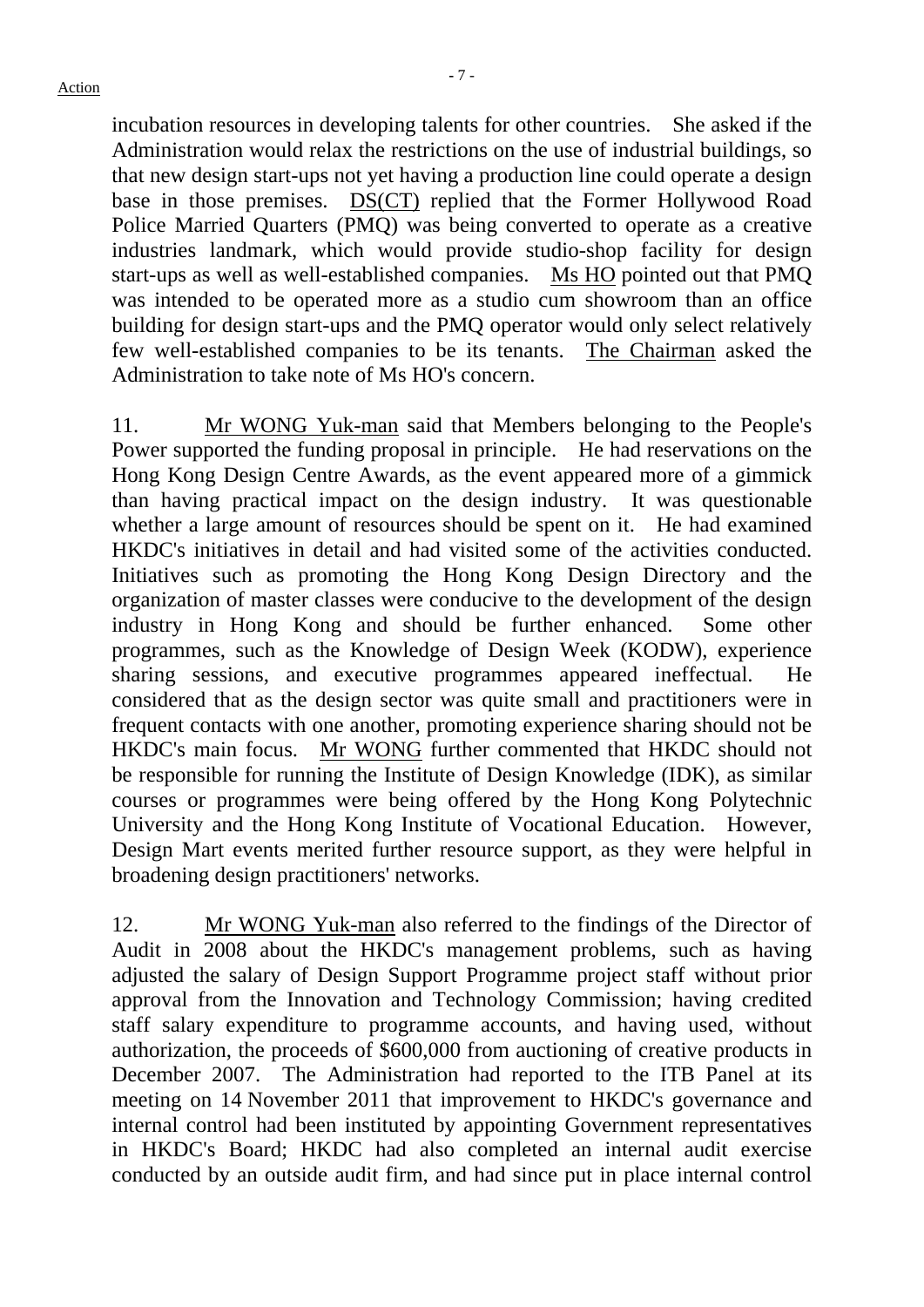incubation resources in developing talents for other countries. She asked if the Administration would relax the restrictions on the use of industrial buildings, so that new design start-ups not yet having a production line could operate a design base in those premises. DS(CT) replied that the Former Hollywood Road Police Married Quarters (PMQ) was being converted to operate as a creative industries landmark, which would provide studio-shop facility for design start-ups as well as well-established companies. Ms HO pointed out that PMQ was intended to be operated more as a studio cum showroom than an office building for design start-ups and the PMQ operator would only select relatively few well-established companies to be its tenants. The Chairman asked the Administration to take note of Ms HO's concern.

11. Mr WONG Yuk-man said that Members belonging to the People's Power supported the funding proposal in principle. He had reservations on the Hong Kong Design Centre Awards, as the event appeared more of a gimmick than having practical impact on the design industry. It was questionable whether a large amount of resources should be spent on it. He had examined HKDC's initiatives in detail and had visited some of the activities conducted. Initiatives such as promoting the Hong Kong Design Directory and the organization of master classes were conducive to the development of the design industry in Hong Kong and should be further enhanced. Some other programmes, such as the Knowledge of Design Week (KODW), experience sharing sessions, and executive programmes appeared ineffectual. He considered that as the design sector was quite small and practitioners were in frequent contacts with one another, promoting experience sharing should not be HKDC's main focus. Mr WONG further commented that HKDC should not be responsible for running the Institute of Design Knowledge (IDK), as similar courses or programmes were being offered by the Hong Kong Polytechnic University and the Hong Kong Institute of Vocational Education. However, Design Mart events merited further resource support, as they were helpful in broadening design practitioners' networks.

12. Mr WONG Yuk-man also referred to the findings of the Director of Audit in 2008 about the HKDC's management problems, such as having adjusted the salary of Design Support Programme project staff without prior approval from the Innovation and Technology Commission; having credited staff salary expenditure to programme accounts, and having used, without authorization, the proceeds of $600,000 from auctioning of creative products in December 2007. The Administration had reported to the ITB Panel at its meeting on 14 November 2011 that improvement to HKDC's governance and internal control had been instituted by appointing Government representatives in HKDC's Board; HKDC had also completed an internal audit exercise conducted by an outside audit firm, and had since put in place internal control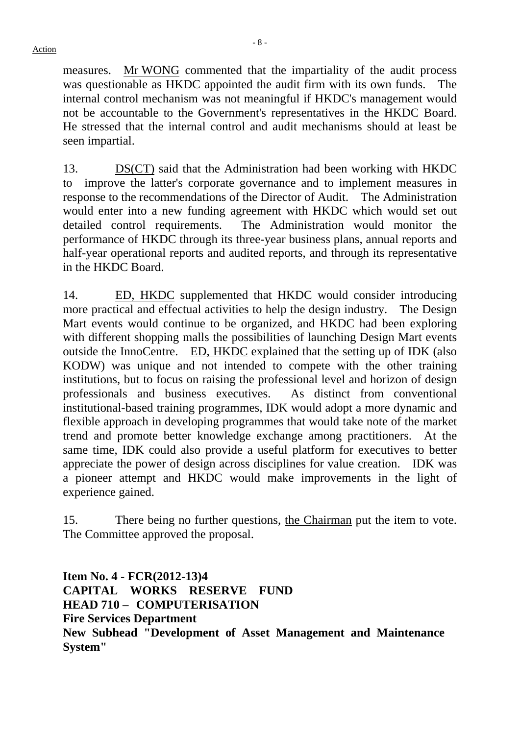measures. Mr WONG commented that the impartiality of the audit process was questionable as HKDC appointed the audit firm with its own funds. The internal control mechanism was not meaningful if HKDC's management would not be accountable to the Government's representatives in the HKDC Board. He stressed that the internal control and audit mechanisms should at least be seen impartial.

13. DS(CT) said that the Administration had been working with HKDC to improve the latter's corporate governance and to implement measures in response to the recommendations of the Director of Audit. The Administration would enter into a new funding agreement with HKDC which would set out detailed control requirements. The Administration would monitor the performance of HKDC through its three-year business plans, annual reports and half-year operational reports and audited reports, and through its representative in the HKDC Board.

14. ED, HKDC supplemented that HKDC would consider introducing more practical and effectual activities to help the design industry. The Design Mart events would continue to be organized, and HKDC had been exploring with different shopping malls the possibilities of launching Design Mart events outside the InnoCentre. ED, HKDC explained that the setting up of IDK (also KODW) was unique and not intended to compete with the other training institutions, but to focus on raising the professional level and horizon of design professionals and business executives. As distinct from conventional institutional-based training programmes, IDK would adopt a more dynamic and flexible approach in developing programmes that would take note of the market trend and promote better knowledge exchange among practitioners. At the same time, IDK could also provide a useful platform for executives to better appreciate the power of design across disciplines for value creation. IDK was a pioneer attempt and HKDC would make improvements in the light of experience gained.

15. There being no further questions, the Chairman put the item to vote. The Committee approved the proposal.

**Item No. 4 - FCR(2012-13)4**
**CAPITAL WORKS RESERVE FUND**
**HEAD 710 – COMPUTERISATION**
**Fire Services Department**
**New Subhead "Development of Asset Management and Maintenance System"**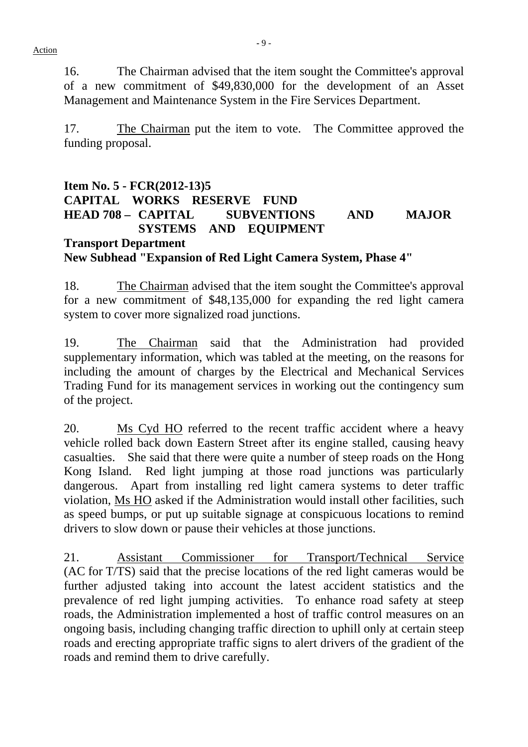16. The Chairman advised that the item sought the Committee's approval of a new commitment of $49,830,000 for the development of an Asset Management and Maintenance System in the Fire Services Department.

17. The Chairman put the item to vote. The Committee approved the funding proposal.

**Item No. 5 - FCR(2012-13)5**
**CAPITAL WORKS RESERVE FUND**
**HEAD 708 – CAPITAL SUBVENTIONS AND MAJOR SYSTEMS AND EQUIPMENT**
**Transport Department**
**New Subhead "Expansion of Red Light Camera System, Phase 4"**

18. The Chairman advised that the item sought the Committee's approval for a new commitment of $48,135,000 for expanding the red light camera system to cover more signalized road junctions.

19. The Chairman said that the Administration had provided supplementary information, which was tabled at the meeting, on the reasons for including the amount of charges by the Electrical and Mechanical Services Trading Fund for its management services in working out the contingency sum of the project.

20. Ms Cyd HO referred to the recent traffic accident where a heavy vehicle rolled back down Eastern Street after its engine stalled, causing heavy casualties. She said that there were quite a number of steep roads on the Hong Kong Island. Red light jumping at those road junctions was particularly dangerous. Apart from installing red light camera systems to deter traffic violation, Ms HO asked if the Administration would install other facilities, such as speed bumps, or put up suitable signage at conspicuous locations to remind drivers to slow down or pause their vehicles at those junctions.

21. Assistant Commissioner for Transport/Technical Service (AC for T/TS) said that the precise locations of the red light cameras would be further adjusted taking into account the latest accident statistics and the prevalence of red light jumping activities. To enhance road safety at steep roads, the Administration implemented a host of traffic control measures on an ongoing basis, including changing traffic direction to uphill only at certain steep roads and erecting appropriate traffic signs to alert drivers of the gradient of the roads and remind them to drive carefully.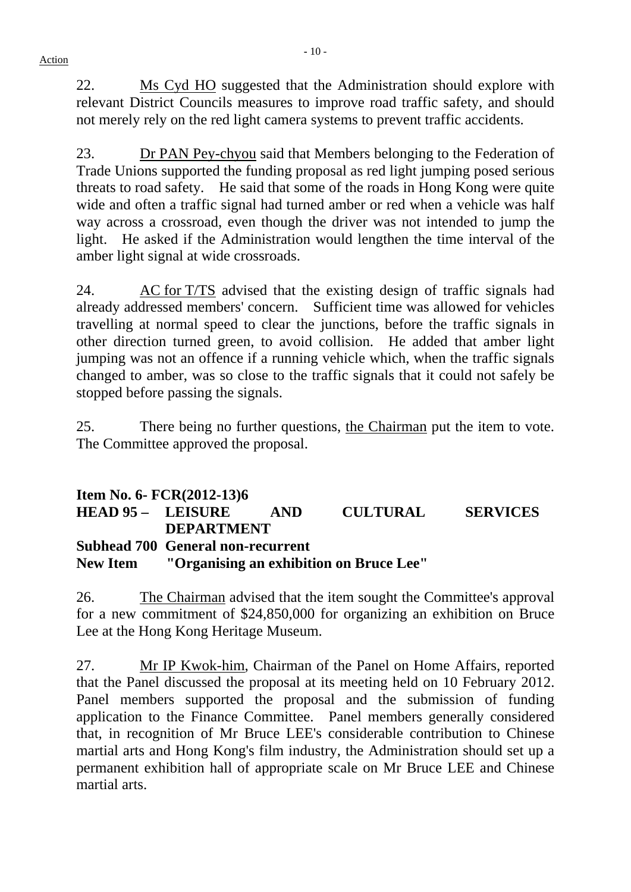Action

22. Ms Cyd HO suggested that the Administration should explore with relevant District Councils measures to improve road traffic safety, and should not merely rely on the red light camera systems to prevent traffic accidents.

23. Dr PAN Pey-chyou said that Members belonging to the Federation of Trade Unions supported the funding proposal as red light jumping posed serious threats to road safety. He said that some of the roads in Hong Kong were quite wide and often a traffic signal had turned amber or red when a vehicle was half way across a crossroad, even though the driver was not intended to jump the light. He asked if the Administration would lengthen the time interval of the amber light signal at wide crossroads.

24. AC for T/TS advised that the existing design of traffic signals had already addressed members' concern. Sufficient time was allowed for vehicles travelling at normal speed to clear the junctions, before the traffic signals in other direction turned green, to avoid collision. He added that amber light jumping was not an offence if a running vehicle which, when the traffic signals changed to amber, was so close to the traffic signals that it could not safely be stopped before passing the signals.

25. There being no further questions, the Chairman put the item to vote. The Committee approved the proposal.

**Item No. 6- FCR(2012-13)6**
**HEAD 95 – LEISURE AND CULTURAL SERVICES DEPARTMENT**
**Subhead 700 General non-recurrent**
**New Item "Organising an exhibition on Bruce Lee"**

26. The Chairman advised that the item sought the Committee's approval for a new commitment of $24,850,000 for organizing an exhibition on Bruce Lee at the Hong Kong Heritage Museum.

27. Mr IP Kwok-him, Chairman of the Panel on Home Affairs, reported that the Panel discussed the proposal at its meeting held on 10 February 2012. Panel members supported the proposal and the submission of funding application to the Finance Committee. Panel members generally considered that, in recognition of Mr Bruce LEE's considerable contribution to Chinese martial arts and Hong Kong's film industry, the Administration should set up a permanent exhibition hall of appropriate scale on Mr Bruce LEE and Chinese martial arts.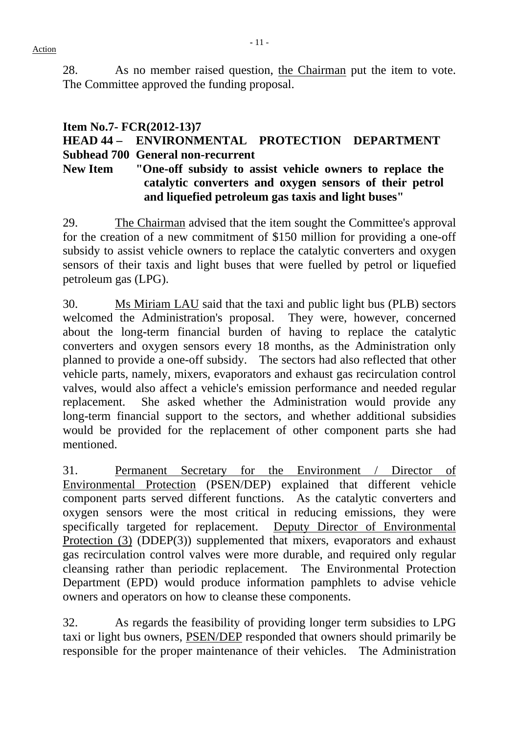28. As no member raised question, the Chairman put the item to vote. The Committee approved the funding proposal.

**Item No.7- FCR(2012-13)7**
**HEAD 44 – ENVIRONMENTAL PROTECTION DEPARTMENT**
**Subhead 700 General non-recurrent**
**New Item "One-off subsidy to assist vehicle owners to replace the catalytic converters and oxygen sensors of their petrol and liquefied petroleum gas taxis and light buses"**

29. The Chairman advised that the item sought the Committee's approval for the creation of a new commitment of $150 million for providing a one-off subsidy to assist vehicle owners to replace the catalytic converters and oxygen sensors of their taxis and light buses that were fuelled by petrol or liquefied petroleum gas (LPG).

30. Ms Miriam LAU said that the taxi and public light bus (PLB) sectors welcomed the Administration's proposal. They were, however, concerned about the long-term financial burden of having to replace the catalytic converters and oxygen sensors every 18 months, as the Administration only planned to provide a one-off subsidy. The sectors had also reflected that other vehicle parts, namely, mixers, evaporators and exhaust gas recirculation control valves, would also affect a vehicle's emission performance and needed regular replacement. She asked whether the Administration would provide any long-term financial support to the sectors, and whether additional subsidies would be provided for the replacement of other component parts she had mentioned.

31. Permanent Secretary for the Environment / Director of Environmental Protection (PSEN/DEP) explained that different vehicle component parts served different functions. As the catalytic converters and oxygen sensors were the most critical in reducing emissions, they were specifically targeted for replacement. Deputy Director of Environmental Protection (3) (DDEP(3)) supplemented that mixers, evaporators and exhaust gas recirculation control valves were more durable, and required only regular cleansing rather than periodic replacement. The Environmental Protection Department (EPD) would produce information pamphlets to advise vehicle owners and operators on how to cleanse these components.

32. As regards the feasibility of providing longer term subsidies to LPG taxi or light bus owners, PSEN/DEP responded that owners should primarily be responsible for the proper maintenance of their vehicles. The Administration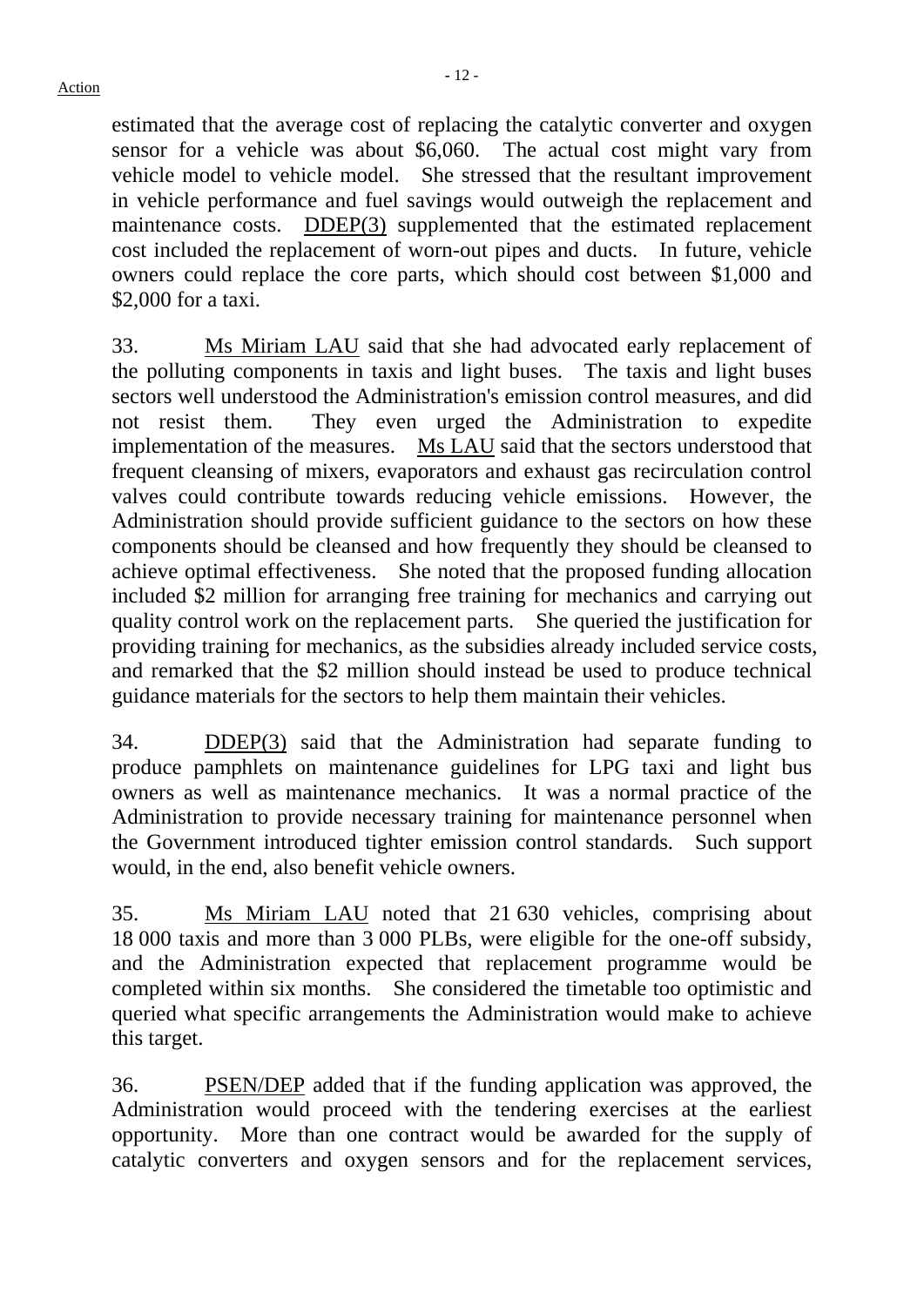estimated that the average cost of replacing the catalytic converter and oxygen sensor for a vehicle was about $6,060. The actual cost might vary from vehicle model to vehicle model. She stressed that the resultant improvement in vehicle performance and fuel savings would outweigh the replacement and maintenance costs. DDEP(3) supplemented that the estimated replacement cost included the replacement of worn-out pipes and ducts. In future, vehicle owners could replace the core parts, which should cost between $1,000 and $2,000 for a taxi.

33. Ms Miriam LAU said that she had advocated early replacement of the polluting components in taxis and light buses. The taxis and light buses sectors well understood the Administration's emission control measures, and did not resist them. They even urged the Administration to expedite implementation of the measures. Ms LAU said that the sectors understood that frequent cleansing of mixers, evaporators and exhaust gas recirculation control valves could contribute towards reducing vehicle emissions. However, the Administration should provide sufficient guidance to the sectors on how these components should be cleansed and how frequently they should be cleansed to achieve optimal effectiveness. She noted that the proposed funding allocation included $2 million for arranging free training for mechanics and carrying out quality control work on the replacement parts. She queried the justification for providing training for mechanics, as the subsidies already included service costs, and remarked that the $2 million should instead be used to produce technical guidance materials for the sectors to help them maintain their vehicles.

34. DDEP(3) said that the Administration had separate funding to produce pamphlets on maintenance guidelines for LPG taxi and light bus owners as well as maintenance mechanics. It was a normal practice of the Administration to provide necessary training for maintenance personnel when the Government introduced tighter emission control standards. Such support would, in the end, also benefit vehicle owners.

35. Ms Miriam LAU noted that 21 630 vehicles, comprising about 18 000 taxis and more than 3 000 PLBs, were eligible for the one-off subsidy, and the Administration expected that replacement programme would be completed within six months. She considered the timetable too optimistic and queried what specific arrangements the Administration would make to achieve this target.

36. PSEN/DEP added that if the funding application was approved, the Administration would proceed with the tendering exercises at the earliest opportunity. More than one contract would be awarded for the supply of catalytic converters and oxygen sensors and for the replacement services,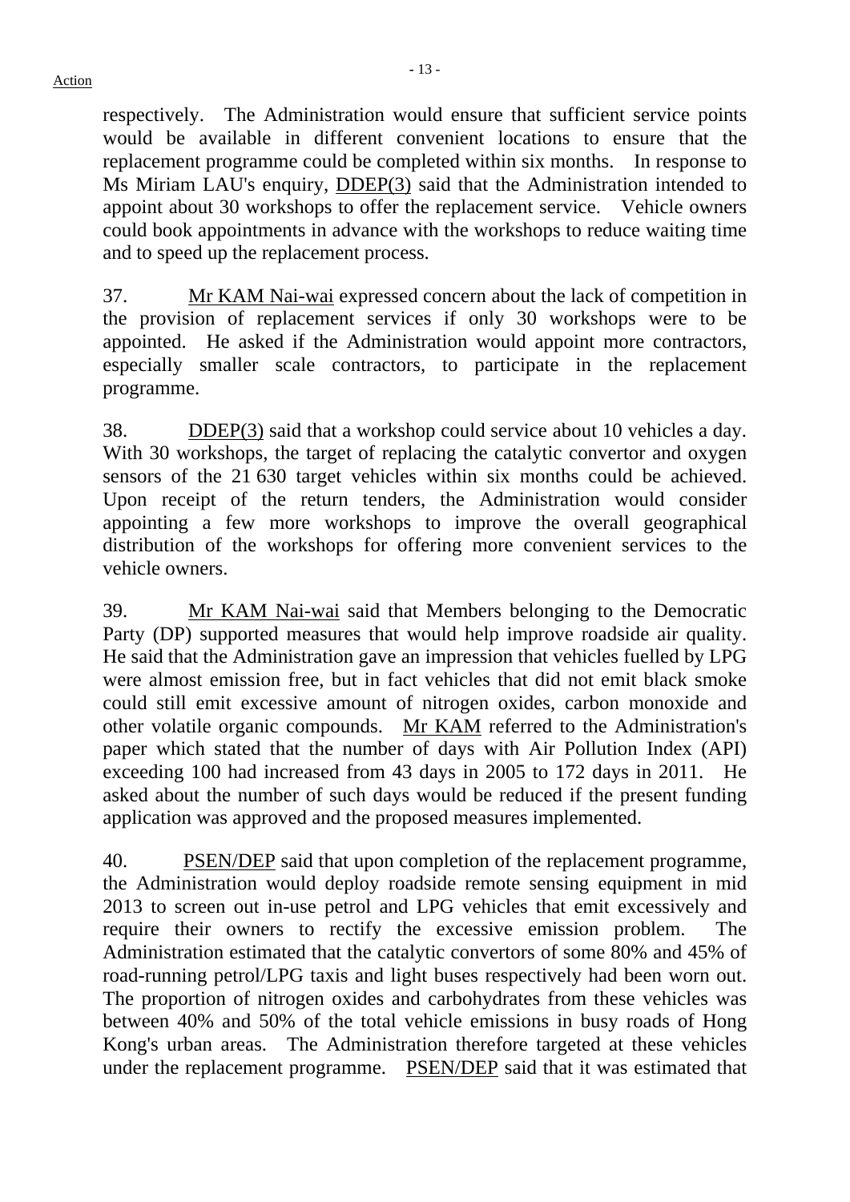respectively. The Administration would ensure that sufficient service points would be available in different convenient locations to ensure that the replacement programme could be completed within six months. In response to Ms Miriam LAU's enquiry, DDEP(3) said that the Administration intended to appoint about 30 workshops to offer the replacement service. Vehicle owners could book appointments in advance with the workshops to reduce waiting time and to speed up the replacement process.

37. Mr KAM Nai-wai expressed concern about the lack of competition in the provision of replacement services if only 30 workshops were to be appointed. He asked if the Administration would appoint more contractors, especially smaller scale contractors, to participate in the replacement programme.

38. DDEP(3) said that a workshop could service about 10 vehicles a day. With 30 workshops, the target of replacing the catalytic convertor and oxygen sensors of the 21 630 target vehicles within six months could be achieved. Upon receipt of the return tenders, the Administration would consider appointing a few more workshops to improve the overall geographical distribution of the workshops for offering more convenient services to the vehicle owners.

39. Mr KAM Nai-wai said that Members belonging to the Democratic Party (DP) supported measures that would help improve roadside air quality. He said that the Administration gave an impression that vehicles fuelled by LPG were almost emission free, but in fact vehicles that did not emit black smoke could still emit excessive amount of nitrogen oxides, carbon monoxide and other volatile organic compounds. Mr KAM referred to the Administration's paper which stated that the number of days with Air Pollution Index (API) exceeding 100 had increased from 43 days in 2005 to 172 days in 2011. He asked about the number of such days would be reduced if the present funding application was approved and the proposed measures implemented.

40. PSEN/DEP said that upon completion of the replacement programme, the Administration would deploy roadside remote sensing equipment in mid 2013 to screen out in-use petrol and LPG vehicles that emit excessively and require their owners to rectify the excessive emission problem. The Administration estimated that the catalytic convertors of some 80% and 45% of road-running petrol/LPG taxis and light buses respectively had been worn out. The proportion of nitrogen oxides and carbohydrates from these vehicles was between 40% and 50% of the total vehicle emissions in busy roads of Hong Kong's urban areas. The Administration therefore targeted at these vehicles under the replacement programme. PSEN/DEP said that it was estimated that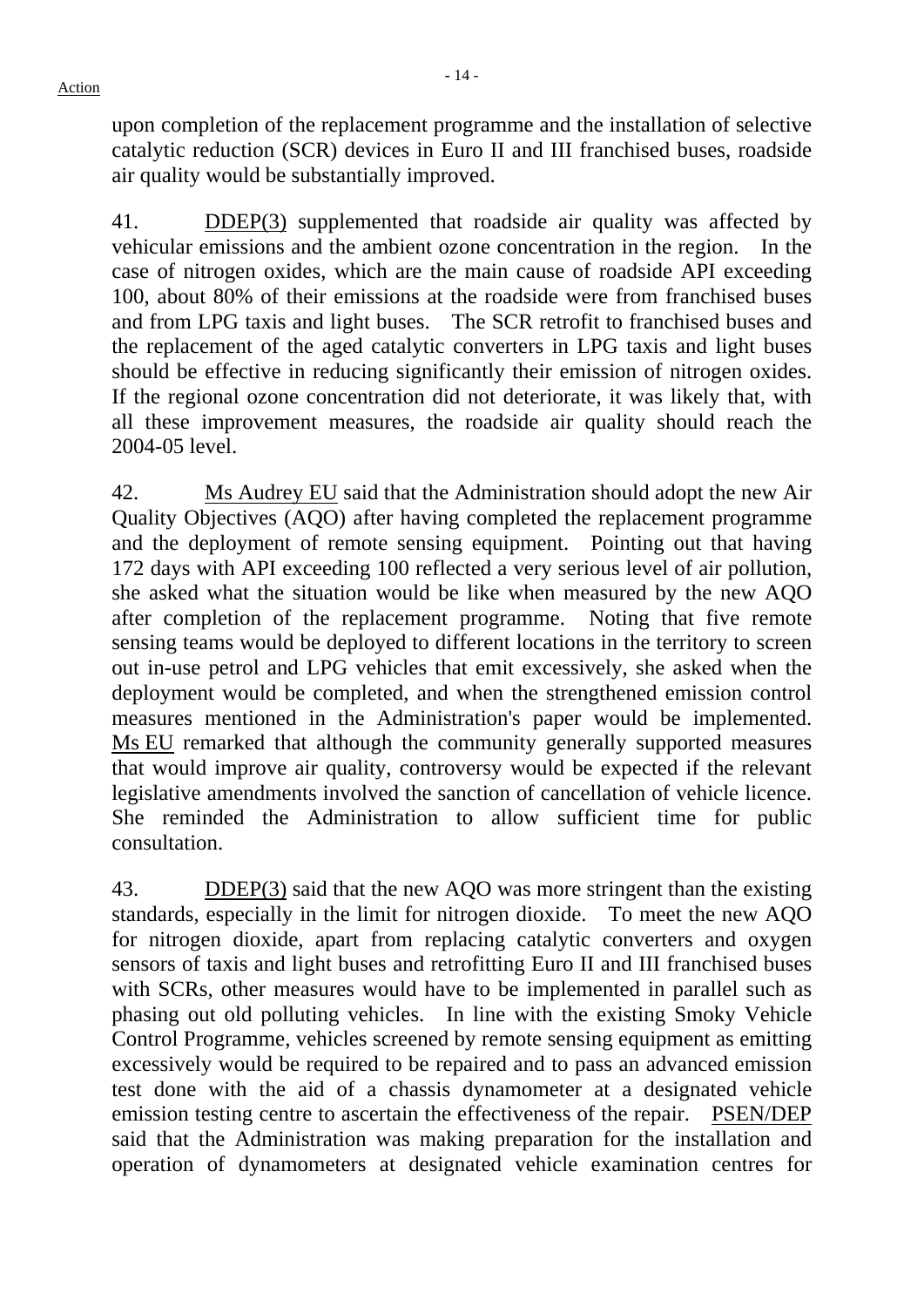upon completion of the replacement programme and the installation of selective catalytic reduction (SCR) devices in Euro II and III franchised buses, roadside air quality would be substantially improved.

41. DDEP(3) supplemented that roadside air quality was affected by vehicular emissions and the ambient ozone concentration in the region. In the case of nitrogen oxides, which are the main cause of roadside API exceeding 100, about 80% of their emissions at the roadside were from franchised buses and from LPG taxis and light buses. The SCR retrofit to franchised buses and the replacement of the aged catalytic converters in LPG taxis and light buses should be effective in reducing significantly their emission of nitrogen oxides. If the regional ozone concentration did not deteriorate, it was likely that, with all these improvement measures, the roadside air quality should reach the 2004-05 level.

42. Ms Audrey EU said that the Administration should adopt the new Air Quality Objectives (AQO) after having completed the replacement programme and the deployment of remote sensing equipment. Pointing out that having 172 days with API exceeding 100 reflected a very serious level of air pollution, she asked what the situation would be like when measured by the new AQO after completion of the replacement programme. Noting that five remote sensing teams would be deployed to different locations in the territory to screen out in-use petrol and LPG vehicles that emit excessively, she asked when the deployment would be completed, and when the strengthened emission control measures mentioned in the Administration's paper would be implemented. Ms EU remarked that although the community generally supported measures that would improve air quality, controversy would be expected if the relevant legislative amendments involved the sanction of cancellation of vehicle licence. She reminded the Administration to allow sufficient time for public consultation.

43. DDEP(3) said that the new AQO was more stringent than the existing standards, especially in the limit for nitrogen dioxide. To meet the new AQO for nitrogen dioxide, apart from replacing catalytic converters and oxygen sensors of taxis and light buses and retrofitting Euro II and III franchised buses with SCRs, other measures would have to be implemented in parallel such as phasing out old polluting vehicles. In line with the existing Smoky Vehicle Control Programme, vehicles screened by remote sensing equipment as emitting excessively would be required to be repaired and to pass an advanced emission test done with the aid of a chassis dynamometer at a designated vehicle emission testing centre to ascertain the effectiveness of the repair. PSEN/DEP said that the Administration was making preparation for the installation and operation of dynamometers at designated vehicle examination centres for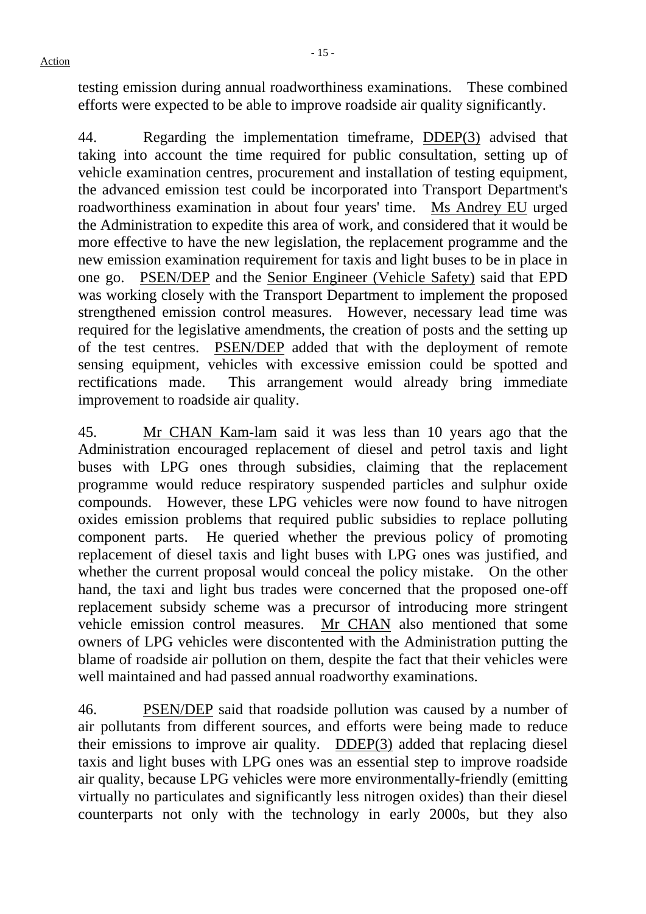testing emission during annual roadworthiness examinations. These combined efforts were expected to be able to improve roadside air quality significantly.

44. Regarding the implementation timeframe, DDEP(3) advised that taking into account the time required for public consultation, setting up of vehicle examination centres, procurement and installation of testing equipment, the advanced emission test could be incorporated into Transport Department's roadworthiness examination in about four years' time. Ms Andrey EU urged the Administration to expedite this area of work, and considered that it would be more effective to have the new legislation, the replacement programme and the new emission examination requirement for taxis and light buses to be in place in one go. PSEN/DEP and the Senior Engineer (Vehicle Safety) said that EPD was working closely with the Transport Department to implement the proposed strengthened emission control measures. However, necessary lead time was required for the legislative amendments, the creation of posts and the setting up of the test centres. PSEN/DEP added that with the deployment of remote sensing equipment, vehicles with excessive emission could be spotted and rectifications made. This arrangement would already bring immediate improvement to roadside air quality.

45. Mr CHAN Kam-lam said it was less than 10 years ago that the Administration encouraged replacement of diesel and petrol taxis and light buses with LPG ones through subsidies, claiming that the replacement programme would reduce respiratory suspended particles and sulphur oxide compounds. However, these LPG vehicles were now found to have nitrogen oxides emission problems that required public subsidies to replace polluting component parts. He queried whether the previous policy of promoting replacement of diesel taxis and light buses with LPG ones was justified, and whether the current proposal would conceal the policy mistake. On the other hand, the taxi and light bus trades were concerned that the proposed one-off replacement subsidy scheme was a precursor of introducing more stringent vehicle emission control measures. Mr CHAN also mentioned that some owners of LPG vehicles were discontented with the Administration putting the blame of roadside air pollution on them, despite the fact that their vehicles were well maintained and had passed annual roadworthy examinations.

46. PSEN/DEP said that roadside pollution was caused by a number of air pollutants from different sources, and efforts were being made to reduce their emissions to improve air quality. DDEP(3) added that replacing diesel taxis and light buses with LPG ones was an essential step to improve roadside air quality, because LPG vehicles were more environmentally-friendly (emitting virtually no particulates and significantly less nitrogen oxides) than their diesel counterparts not only with the technology in early 2000s, but they also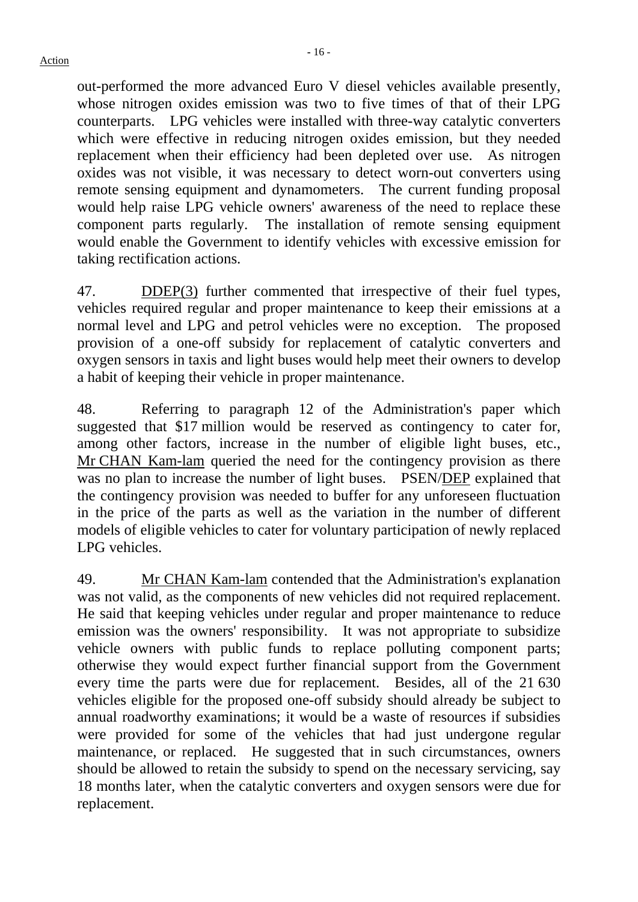out-performed the more advanced Euro V diesel vehicles available presently, whose nitrogen oxides emission was two to five times of that of their LPG counterparts. LPG vehicles were installed with three-way catalytic converters which were effective in reducing nitrogen oxides emission, but they needed replacement when their efficiency had been depleted over use. As nitrogen oxides was not visible, it was necessary to detect worn-out converters using remote sensing equipment and dynamometers. The current funding proposal would help raise LPG vehicle owners' awareness of the need to replace these component parts regularly. The installation of remote sensing equipment would enable the Government to identify vehicles with excessive emission for taking rectification actions.

47. DDEP(3) further commented that irrespective of their fuel types, vehicles required regular and proper maintenance to keep their emissions at a normal level and LPG and petrol vehicles were no exception. The proposed provision of a one-off subsidy for replacement of catalytic converters and oxygen sensors in taxis and light buses would help meet their owners to develop a habit of keeping their vehicle in proper maintenance.

48. Referring to paragraph 12 of the Administration's paper which suggested that $17 million would be reserved as contingency to cater for, among other factors, increase in the number of eligible light buses, etc., Mr CHAN Kam-lam queried the need for the contingency provision as there was no plan to increase the number of light buses. PSEN/DEP explained that the contingency provision was needed to buffer for any unforeseen fluctuation in the price of the parts as well as the variation in the number of different models of eligible vehicles to cater for voluntary participation of newly replaced LPG vehicles.

49. Mr CHAN Kam-lam contended that the Administration's explanation was not valid, as the components of new vehicles did not required replacement. He said that keeping vehicles under regular and proper maintenance to reduce emission was the owners' responsibility. It was not appropriate to subsidize vehicle owners with public funds to replace polluting component parts; otherwise they would expect further financial support from the Government every time the parts were due for replacement. Besides, all of the 21 630 vehicles eligible for the proposed one-off subsidy should already be subject to annual roadworthy examinations; it would be a waste of resources if subsidies were provided for some of the vehicles that had just undergone regular maintenance, or replaced. He suggested that in such circumstances, owners should be allowed to retain the subsidy to spend on the necessary servicing, say 18 months later, when the catalytic converters and oxygen sensors were due for replacement.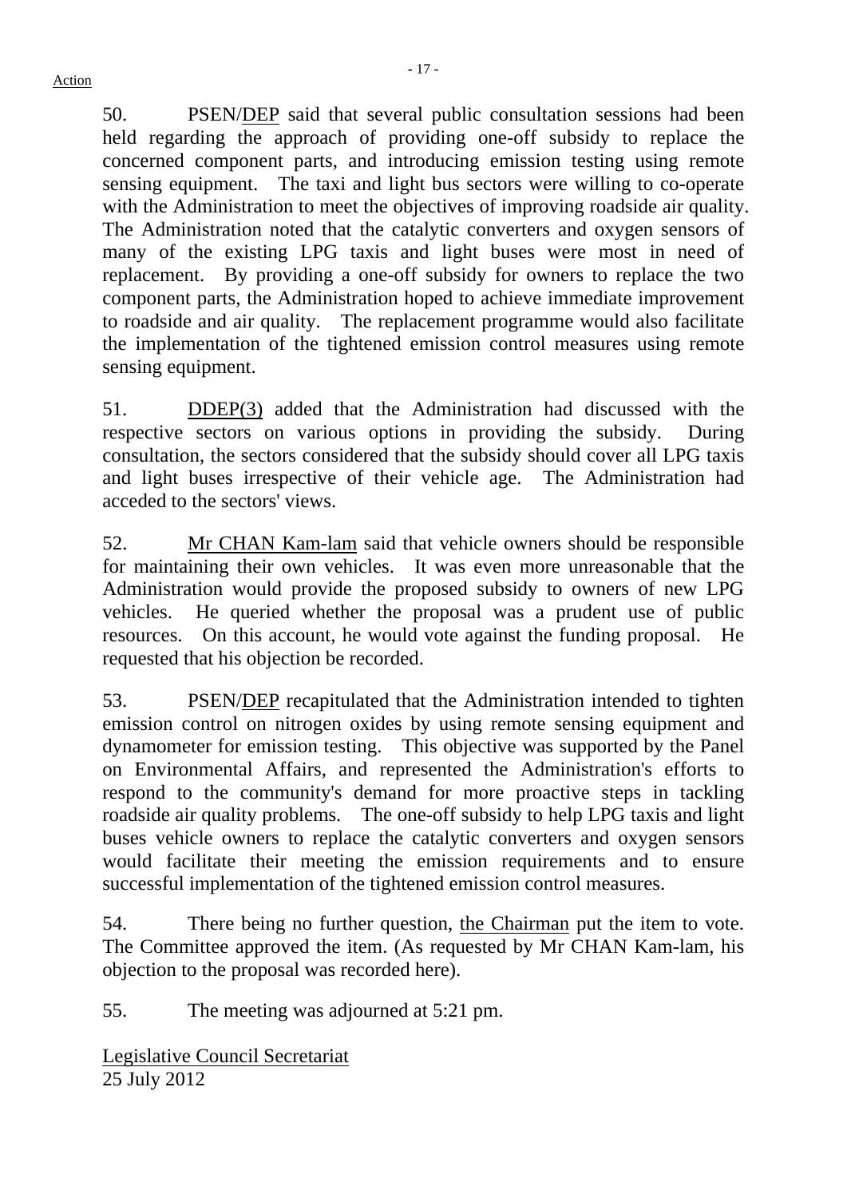50. PSEN/DEP said that several public consultation sessions had been held regarding the approach of providing one-off subsidy to replace the concerned component parts, and introducing emission testing using remote sensing equipment. The taxi and light bus sectors were willing to co-operate with the Administration to meet the objectives of improving roadside air quality. The Administration noted that the catalytic converters and oxygen sensors of many of the existing LPG taxis and light buses were most in need of replacement. By providing a one-off subsidy for owners to replace the two component parts, the Administration hoped to achieve immediate improvement to roadside and air quality. The replacement programme would also facilitate the implementation of the tightened emission control measures using remote sensing equipment.

51. DDEP(3) added that the Administration had discussed with the respective sectors on various options in providing the subsidy. During consultation, the sectors considered that the subsidy should cover all LPG taxis and light buses irrespective of their vehicle age. The Administration had acceded to the sectors' views.

52. Mr CHAN Kam-lam said that vehicle owners should be responsible for maintaining their own vehicles. It was even more unreasonable that the Administration would provide the proposed subsidy to owners of new LPG vehicles. He queried whether the proposal was a prudent use of public resources. On this account, he would vote against the funding proposal. He requested that his objection be recorded.

53. PSEN/DEP recapitulated that the Administration intended to tighten emission control on nitrogen oxides by using remote sensing equipment and dynamometer for emission testing. This objective was supported by the Panel on Environmental Affairs, and represented the Administration's efforts to respond to the community's demand for more proactive steps in tackling roadside air quality problems. The one-off subsidy to help LPG taxis and light buses vehicle owners to replace the catalytic converters and oxygen sensors would facilitate their meeting the emission requirements and to ensure successful implementation of the tightened emission control measures.

54. There being no further question, the Chairman put the item to vote. The Committee approved the item. (As requested by Mr CHAN Kam-lam, his objection to the proposal was recorded here).

55. The meeting was adjourned at 5:21 pm.

Legislative Council Secretariat
25 July 2012